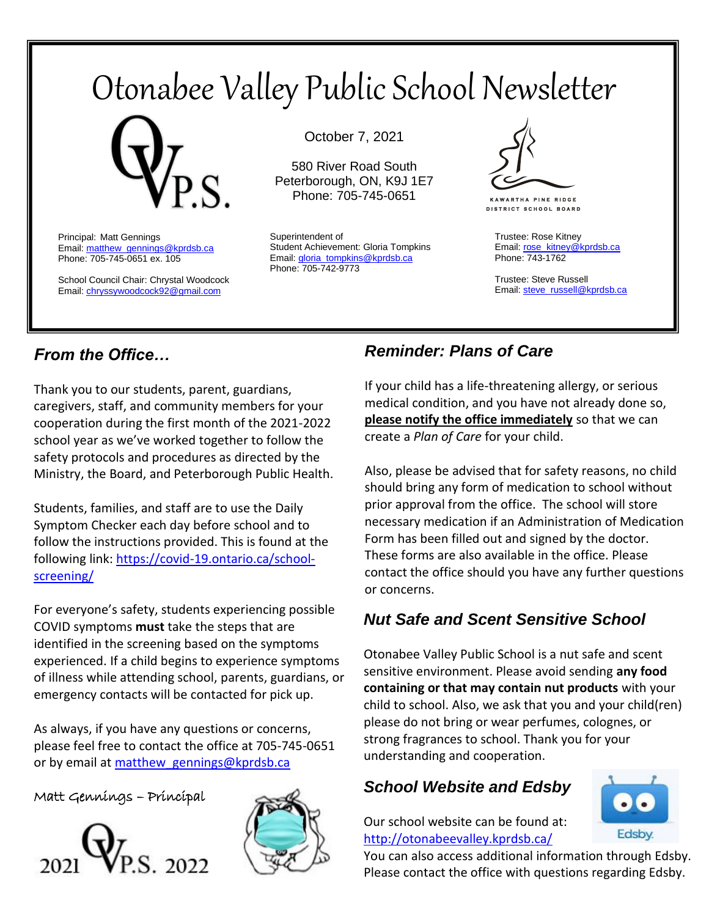# Otonabee Valley Public School Newsletter

October 7, 2021

580 River Road South
Peterborough, ON, K9J 1E7
Phone: 705-745-0651

Principal: Matt Gennings
Email: matthew_gennings@kprdsb.ca
Phone: 705-745-0651 ex. 105

School Council Chair: Chrystal Woodcock
Email: chryssywoodcock92@gmail.com

Superintendent of
Student Achievement: Gloria Tompkins
Email: gloria_tompkins@kprdsb.ca
Phone: 705-742-9773

Trustee: Rose Kitney
Email: rose_kitney@kprdsb.ca
Phone: 743-1762

Trustee: Steve Russell
Email: steve_russell@kprdsb.ca

## *From the Office…*

Thank you to our students, parent, guardians, caregivers, staff, and community members for your cooperation during the first month of the 2021-2022 school year as we've worked together to follow the safety protocols and procedures as directed by the Ministry, the Board, and Peterborough Public Health.

Students, families, and staff are to use the Daily Symptom Checker each day before school and to follow the instructions provided. This is found at the following link: https://covid-19.ontario.ca/school-screening/

For everyone's safety, students experiencing possible COVID symptoms **must** take the steps that are identified in the screening based on the symptoms experienced. If a child begins to experience symptoms of illness while attending school, parents, guardians, or emergency contacts will be contacted for pick up.

As always, if you have any questions or concerns, please feel free to contact the office at 705-745-0651 or by email at matthew_gennings@kprdsb.ca

Matt Gennings – Principal

2021 OVP.S. 2022

## *Reminder: Plans of Care*

If your child has a life-threatening allergy, or serious medical condition, and you have not already done so, **please notify the office immediately** so that we can create a *Plan of Care* for your child.

Also, please be advised that for safety reasons, no child should bring any form of medication to school without prior approval from the office. The school will store necessary medication if an Administration of Medication Form has been filled out and signed by the doctor. These forms are also available in the office. Please contact the office should you have any further questions or concerns.

## *Nut Safe and Scent Sensitive School*

Otonabee Valley Public School is a nut safe and scent sensitive environment. Please avoid sending **any food containing or that may contain nut products** with your child to school. Also, we ask that you and your child(ren) please do not bring or wear perfumes, colognes, or strong fragrances to school. Thank you for your understanding and cooperation.

## *School Website and Edsby*

Our school website can be found at: http://otonabeevalley.kprdsb.ca/
You can also access additional information through Edsby. Please contact the office with questions regarding Edsby.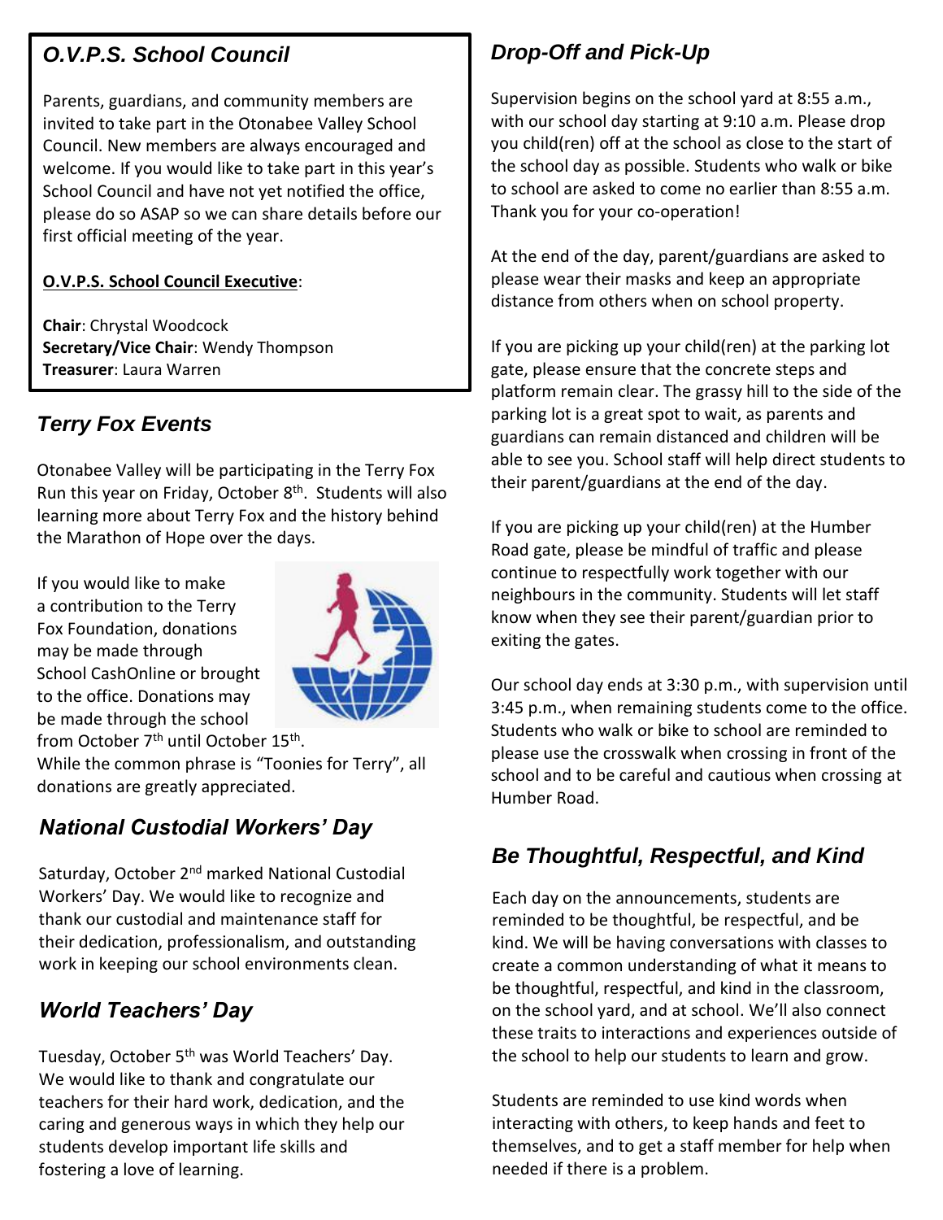## O.V.P.S. School Council

Parents, guardians, and community members are invited to take part in the Otonabee Valley School Council. New members are always encouraged and welcome. If you would like to take part in this year's School Council and have not yet notified the office, please do so ASAP so we can share details before our first official meeting of the year.

**O.V.P.S. School Council Executive**:

**Chair**: Chrystal Woodcock
**Secretary/Vice Chair**: Wendy Thompson
**Treasurer**: Laura Warren

## Terry Fox Events

Otonabee Valley will be participating in the Terry Fox Run this year on Friday, October 8th. Students will also learning more about Terry Fox and the history behind the Marathon of Hope over the days.

If you would like to make a contribution to the Terry Fox Foundation, donations may be made through School CashOnline or brought to the office. Donations may be made through the school from October 7th until October 15th. While the common phrase is "Toonies for Terry", all donations are greatly appreciated.

## National Custodial Workers' Day

Saturday, October 2nd marked National Custodial Workers' Day. We would like to recognize and thank our custodial and maintenance staff for their dedication, professionalism, and outstanding work in keeping our school environments clean.

## World Teachers' Day

Tuesday, October 5th was World Teachers' Day. We would like to thank and congratulate our teachers for their hard work, dedication, and the caring and generous ways in which they help our students develop important life skills and fostering a love of learning.

## Drop-Off and Pick-Up

Supervision begins on the school yard at 8:55 a.m., with our school day starting at 9:10 a.m. Please drop you child(ren) off at the school as close to the start of the school day as possible. Students who walk or bike to school are asked to come no earlier than 8:55 a.m. Thank you for your co-operation!

At the end of the day, parent/guardians are asked to please wear their masks and keep an appropriate distance from others when on school property.

If you are picking up your child(ren) at the parking lot gate, please ensure that the concrete steps and platform remain clear. The grassy hill to the side of the parking lot is a great spot to wait, as parents and guardians can remain distanced and children will be able to see you. School staff will help direct students to their parent/guardians at the end of the day.

If you are picking up your child(ren) at the Humber Road gate, please be mindful of traffic and please continue to respectfully work together with our neighbours in the community. Students will let staff know when they see their parent/guardian prior to exiting the gates.

Our school day ends at 3:30 p.m., with supervision until 3:45 p.m., when remaining students come to the office. Students who walk or bike to school are reminded to please use the crosswalk when crossing in front of the school and to be careful and cautious when crossing at Humber Road.

## Be Thoughtful, Respectful, and Kind

Each day on the announcements, students are reminded to be thoughtful, be respectful, and be kind. We will be having conversations with classes to create a common understanding of what it means to be thoughtful, respectful, and kind in the classroom, on the school yard, and at school. We'll also connect these traits to interactions and experiences outside of the school to help our students to learn and grow.

Students are reminded to use kind words when interacting with others, to keep hands and feet to themselves, and to get a staff member for help when needed if there is a problem.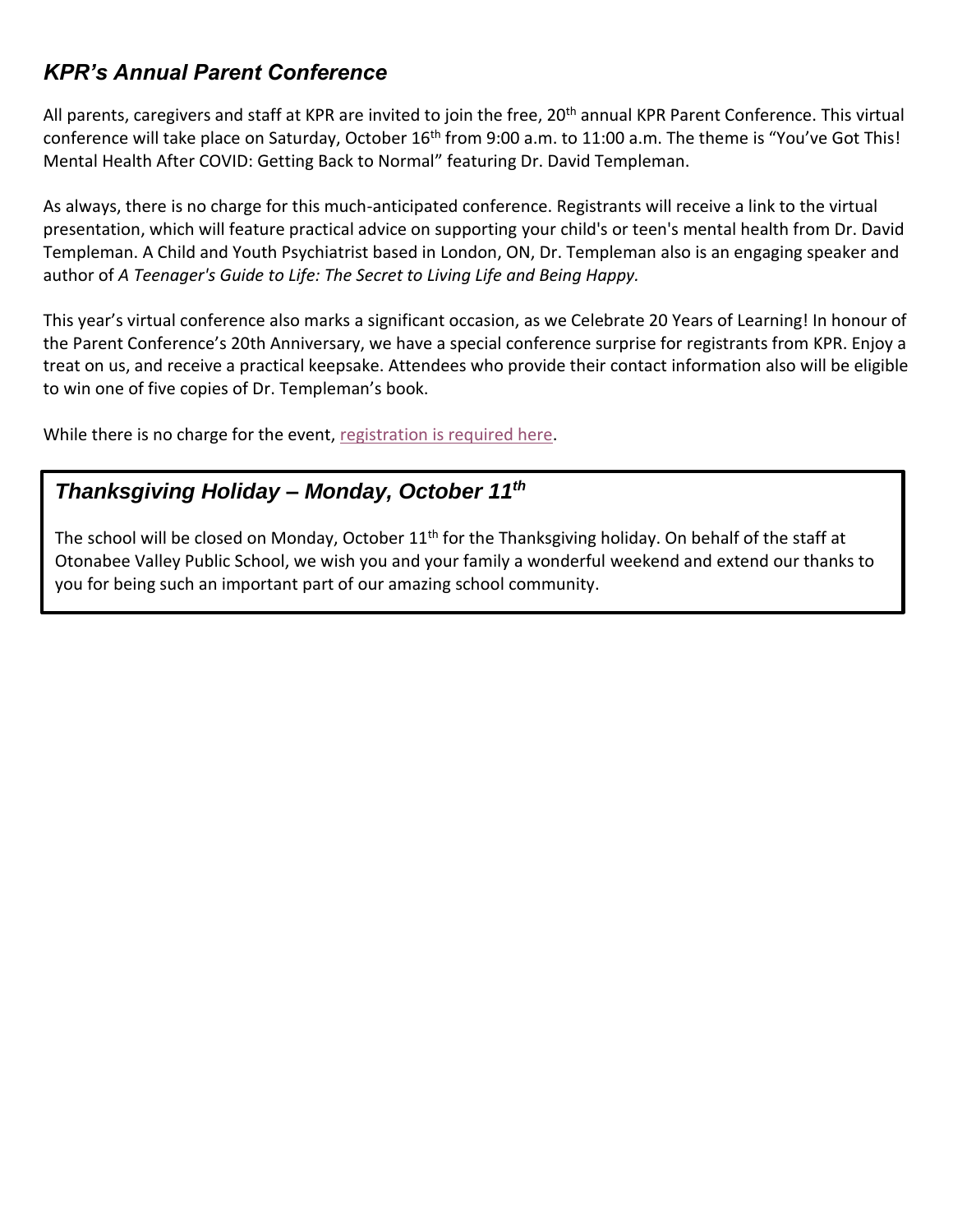## *KPR's Annual Parent Conference*

All parents, caregivers and staff at KPR are invited to join the free, 20th annual KPR Parent Conference. This virtual conference will take place on Saturday, October 16th from 9:00 a.m. to 11:00 a.m. The theme is "You've Got This! Mental Health After COVID: Getting Back to Normal" featuring Dr. David Templeman.

As always, there is no charge for this much-anticipated conference. Registrants will receive a link to the virtual presentation, which will feature practical advice on supporting your child's or teen's mental health from Dr. David Templeman. A Child and Youth Psychiatrist based in London, ON, Dr. Templeman also is an engaging speaker and author of *A Teenager's Guide to Life: The Secret to Living Life and Being Happy.*

This year's virtual conference also marks a significant occasion, as we Celebrate 20 Years of Learning! In honour of the Parent Conference's 20th Anniversary, we have a special conference surprise for registrants from KPR. Enjoy a treat on us, and receive a practical keepsake. Attendees who provide their contact information also will be eligible to win one of five copies of Dr. Templeman's book.

While there is no charge for the event, registration is required here.

## *Thanksgiving Holiday – Monday, October 11th*

The school will be closed on Monday, October 11th for the Thanksgiving holiday. On behalf of the staff at Otonabee Valley Public School, we wish you and your family a wonderful weekend and extend our thanks to you for being such an important part of our amazing school community.